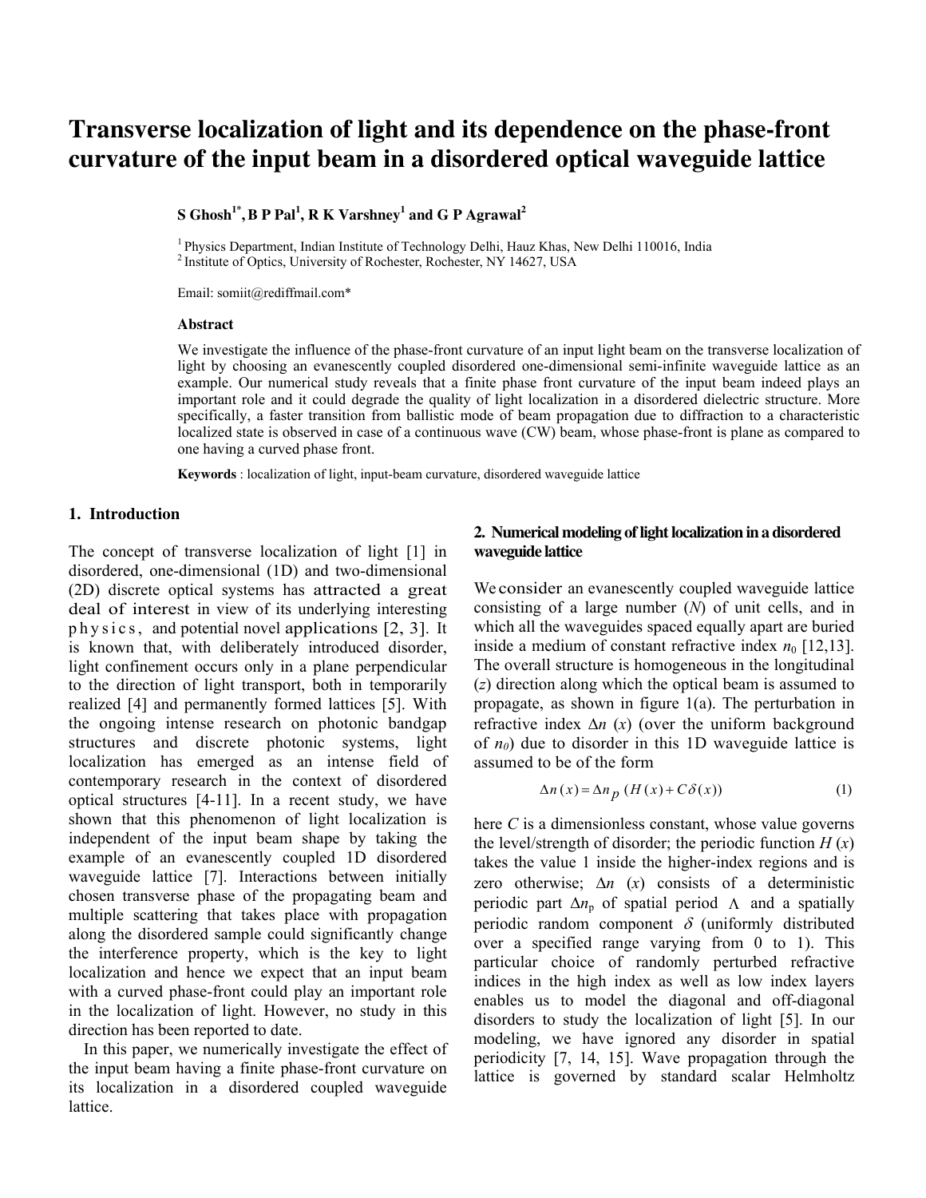# Transverse localization of light and its dependence on the phase-front curvature of the input beam in a disordered optical waveguide lattice

**S Ghosh[1*], B P Pal[1], R K Varshney[1] and G P Agrawal[2]**

[1] Physics Department, Indian Institute of Technology Delhi, Hauz Khas, New Delhi 110016, India
[2] Institute of Optics, University of Rochester, Rochester, NY 14627, USA

Email: somiit@rediffmail.com*

### Abstract

We investigate the influence of the phase-front curvature of an input light beam on the transverse localization of light by choosing an evanescently coupled disordered one-dimensional semi-infinite waveguide lattice as an example. Our numerical study reveals that a finite phase front curvature of the input beam indeed plays an important role and it could degrade the quality of light localization in a disordered dielectric structure. More specifically, a faster transition from ballistic mode of beam propagation due to diffraction to a characteristic localized state is observed in case of a continuous wave (CW) beam, whose phase-front is plane as compared to one having a curved phase front.

**Keywords** : localization of light, input-beam curvature, disordered waveguide lattice

## 1. Introduction

The concept of transverse localization of light [1] in disordered, one-dimensional (1D) and two-dimensional (2D) discrete optical systems has attracted a great deal of interest in view of its underlying interesting physics, and potential novel applications [2, 3]. It is known that, with deliberately introduced disorder, light confinement occurs only in a plane perpendicular to the direction of light transport, both in temporarily realized [4] and permanently formed lattices [5]. With the ongoing intense research on photonic bandgap structures and discrete photonic systems, light localization has emerged as an intense field of contemporary research in the context of disordered optical structures [4-11]. In a recent study, we have shown that this phenomenon of light localization is independent of the input beam shape by taking the example of an evanescently coupled 1D disordered waveguide lattice [7]. Interactions between initially chosen transverse phase of the propagating beam and multiple scattering that takes place with propagation along the disordered sample could significantly change the interference property, which is the key to light localization and hence we expect that an input beam with a curved phase-front could play an important role in the localization of light. However, no study in this direction has been reported to date.

In this paper, we numerically investigate the effect of the input beam having a finite phase-front curvature on its localization in a disordered coupled waveguide lattice.

## 2. Numerical modeling of light localization in a disordered waveguide lattice

We consider an evanescently coupled waveguide lattice consisting of a large number ($N$) of unit cells, and in which all the waveguides spaced equally apart are buried inside a medium of constant refractive index $n_0$ [12,13]. The overall structure is homogeneous in the longitudinal ($z$) direction along which the optical beam is assumed to propagate, as shown in figure 1(a). The perturbation in refractive index $\Delta n(x)$ (over the uniform background of $n_0$) due to disorder in this 1D waveguide lattice is assumed to be of the form

$$\Delta n(x) = \Delta n_p \left(H(x) + C\delta(x)\right) \tag{1}$$

here $C$ is a dimensionless constant, whose value governs the level/strength of disorder; the periodic function $H(x)$ takes the value 1 inside the higher-index regions and is zero otherwise; $\Delta n(x)$ consists of a deterministic periodic part $\Delta n_p$ of spatial period $\Lambda$ and a spatially periodic random component $\delta$ (uniformly distributed over a specified range varying from 0 to 1). This particular choice of randomly perturbed refractive indices in the high index as well as low index layers enables us to model the diagonal and off-diagonal disorders to study the localization of light [5]. In our modeling, we have ignored any disorder in spatial periodicity [7, 14, 15]. Wave propagation through the lattice is governed by standard scalar Helmholtz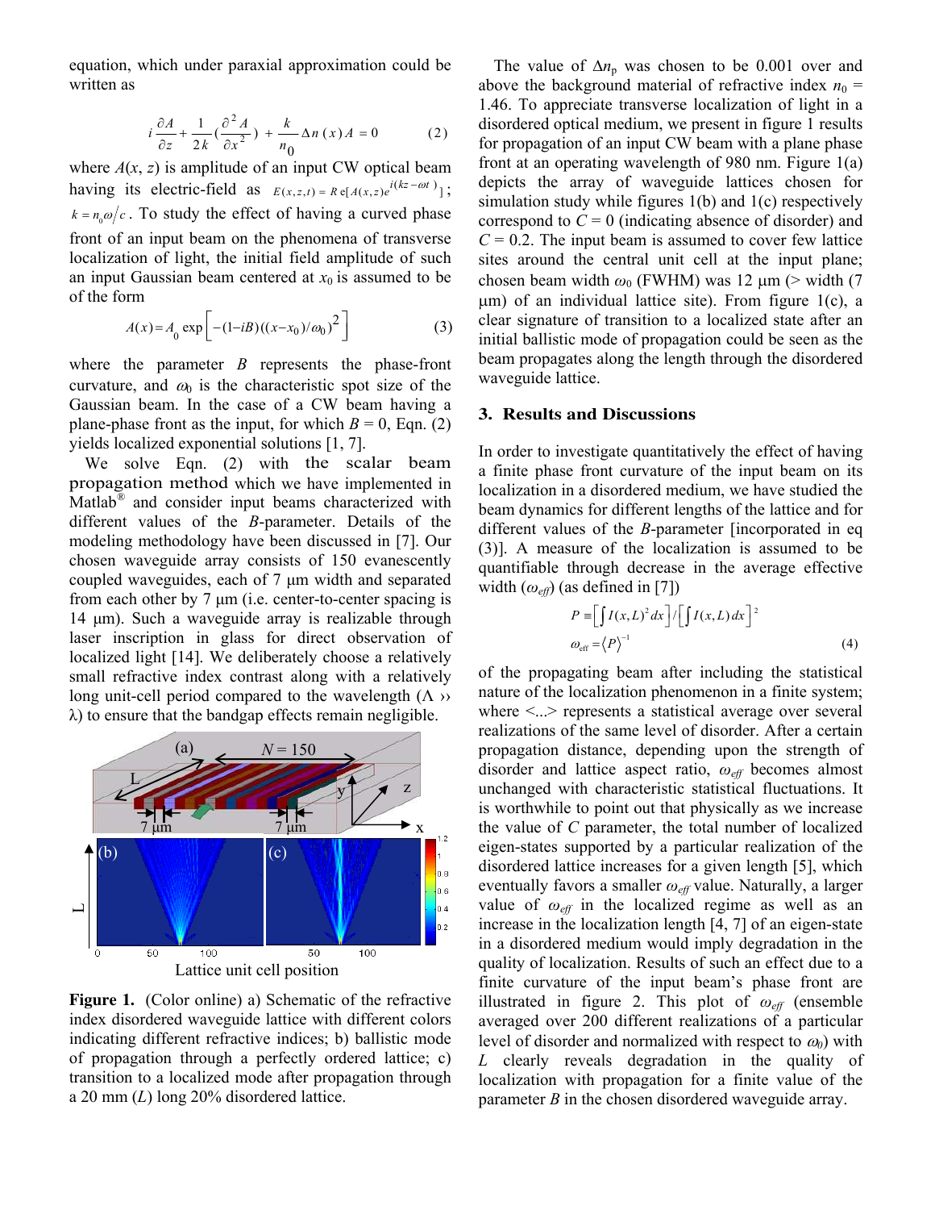equation, which under paraxial approximation could be written as

$$i\frac{\partial A}{\partial z}+\frac{1}{2k}\left(\frac{\partial^2 A}{\partial x^2}\right)+\frac{k}{n_0}\Delta n(x)A=0 \qquad (2)$$

where $A(x, z)$ is amplitude of an input CW optical beam having its electric-field as $E(x,z,t)=\mathrm{Re}[A(x,z)e^{i(kz-\omega t)}]$; $k=n_0\omega/c$. To study the effect of having a curved phase front of an input beam on the phenomena of transverse localization of light, the initial field amplitude of such an input Gaussian beam centered at $x_0$ is assumed to be of the form

$$A(x)=A_0\exp\left[-(1-iB)((x-x_0)/\omega_0)^2\right] \qquad (3)$$

where the parameter $B$ represents the phase-front curvature, and $\omega_0$ is the characteristic spot size of the Gaussian beam. In the case of a CW beam having a plane-phase front as the input, for which $B = 0$, Eqn. (2) yields localized exponential solutions [1, 7].

We solve Eqn. (2) with the scalar beam propagation method which we have implemented in Matlab® and consider input beams characterized with different values of the $B$-parameter. Details of the modeling methodology have been discussed in [7]. Our chosen waveguide array consists of 150 evanescently coupled waveguides, each of 7 µm width and separated from each other by 7 µm (i.e. center-to-center spacing is 14 µm). Such a waveguide array is realizable through laser inscription in glass for direct observation of localized light [14]. We deliberately choose a relatively small refractive index contrast along with a relatively long unit-cell period compared to the wavelength ($\Lambda \gg \lambda$) to ensure that the bandgap effects remain negligible.

**Figure 1.** (Color online) a) Schematic of the refractive index disordered waveguide lattice with different colors indicating different refractive indices; b) ballistic mode of propagation through a perfectly ordered lattice; c) transition to a localized mode after propagation through a 20 mm ($L$) long 20% disordered lattice.

The value of $\Delta n_p$ was chosen to be 0.001 over and above the background material of refractive index $n_0 = 1.46$. To appreciate transverse localization of light in a disordered optical medium, we present in figure 1 results for propagation of an input CW beam with a plane phase front at an operating wavelength of 980 nm. Figure 1(a) depicts the array of waveguide lattices chosen for simulation study while figures 1(b) and 1(c) respectively correspond to $C = 0$ (indicating absence of disorder) and $C = 0.2$. The input beam is assumed to cover few lattice sites around the central unit cell at the input plane; chosen beam width $\omega_0$ (FWHM) was 12 µm (> width (7 µm) of an individual lattice site). From figure 1(c), a clear signature of transition to a localized state after an initial ballistic mode of propagation could be seen as the beam propagates along the length through the disordered waveguide lattice.

## 3. Results and Discussions

In order to investigate quantitatively the effect of having a finite phase front curvature of the input beam on its localization in a disordered medium, we have studied the beam dynamics for different lengths of the lattice and for different values of the $B$-parameter [incorporated in eq (3)]. A measure of the localization is assumed to be quantifiable through decrease in the average effective width ($\omega_{eff}$) (as defined in [7])

$$P \equiv \left[\int I(x,L)^2 dx\right] / \left[\int I(x,L)\,dx\right]^2$$
$$\omega_{\mathrm{eff}} = \langle P \rangle^{-1} \qquad (4)$$

of the propagating beam after including the statistical nature of the localization phenomenon in a finite system; where <...> represents a statistical average over several realizations of the same level of disorder. After a certain propagation distance, depending upon the strength of disorder and lattice aspect ratio, $\omega_{eff}$ becomes almost unchanged with characteristic statistical fluctuations. It is worthwhile to point out that physically as we increase the value of $C$ parameter, the total number of localized eigen-states supported by a particular realization of the disordered lattice increases for a given length [5], which eventually favors a smaller $\omega_{eff}$ value. Naturally, a larger value of $\omega_{eff}$ in the localized regime as well as an increase in the localization length [4, 7] of an eigen-state in a disordered medium would imply degradation in the quality of localization. Results of such an effect due to a finite curvature of the input beam's phase front are illustrated in figure 2. This plot of $\omega_{eff}$ (ensemble averaged over 200 different realizations of a particular level of disorder and normalized with respect to $\omega_0$) with $L$ clearly reveals degradation in the quality of localization with propagation for a finite value of the parameter $B$ in the chosen disordered waveguide array.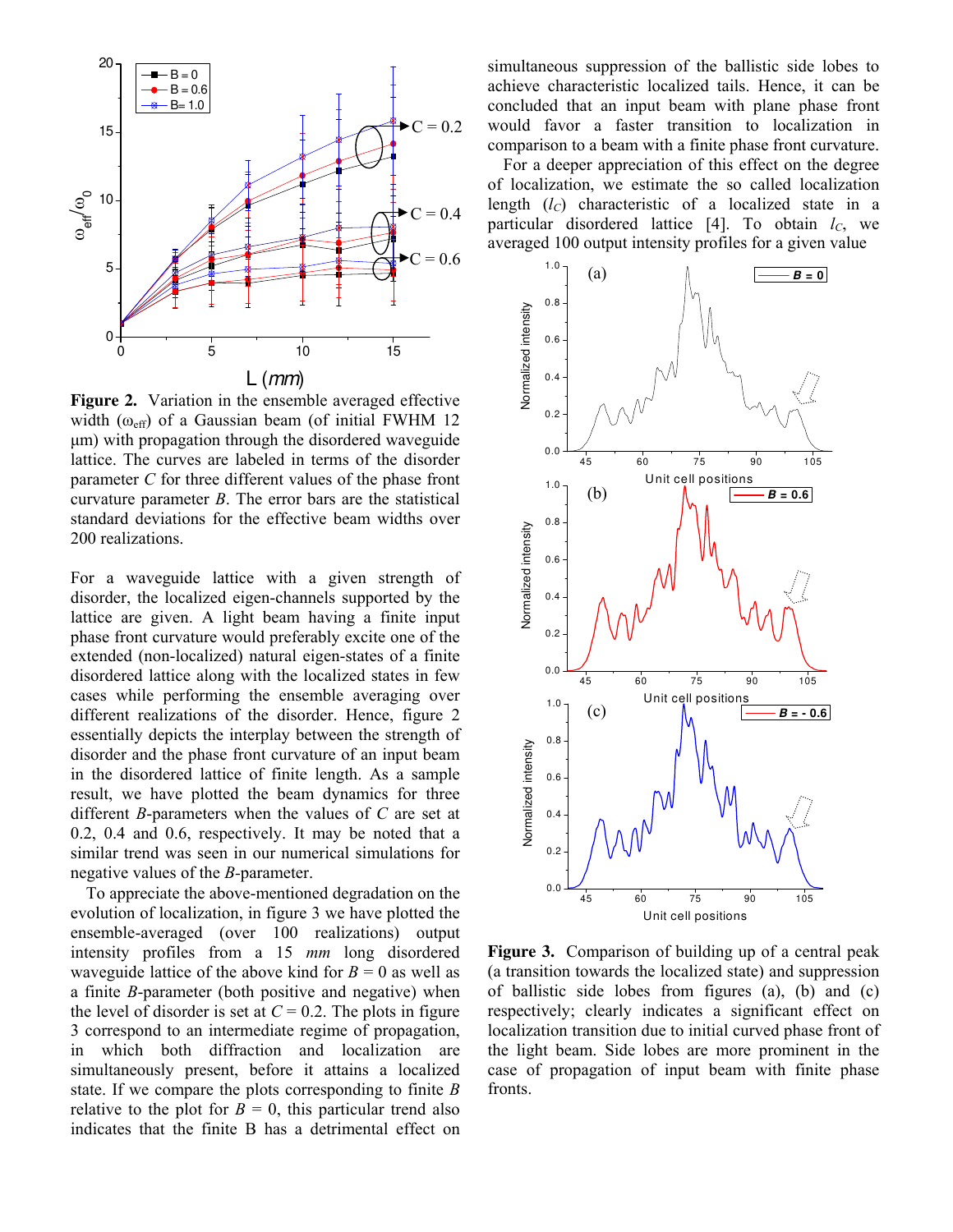20
15
10
5
0
0 5 10 15
$\omega_{eff}/\omega_0$
L (*mm*)
B = 0
B = 0.6
B= 1.0
C = 0.2
C = 0.4
C = 0.6

**Figure 2.** Variation in the ensemble averaged effective width ($\omega_{eff}$) of a Gaussian beam (of initial FWHM 12 μm) with propagation through the disordered waveguide lattice. The curves are labeled in terms of the disorder parameter $C$ for three different values of the phase front curvature parameter $B$. The error bars are the statistical standard deviations for the effective beam widths over 200 realizations.

For a waveguide lattice with a given strength of disorder, the localized eigen-channels supported by the lattice are given. A light beam having a finite input phase front curvature would preferably excite one of the extended (non-localized) natural eigen-states of a finite disordered lattice along with the localized states in few cases while performing the ensemble averaging over different realizations of the disorder. Hence, figure 2 essentially depicts the interplay between the strength of disorder and the phase front curvature of an input beam in the disordered lattice of finite length. As a sample result, we have plotted the beam dynamics for three different $B$-parameters when the values of $C$ are set at 0.2, 0.4 and 0.6, respectively. It may be noted that a similar trend was seen in our numerical simulations for negative values of the $B$-parameter.

To appreciate the above-mentioned degradation on the evolution of localization, in figure 3 we have plotted the ensemble-averaged (over 100 realizations) output intensity profiles from a 15 *mm* long disordered waveguide lattice of the above kind for $B = 0$ as well as a finite $B$-parameter (both positive and negative) when the level of disorder is set at $C = 0.2$. The plots in figure 3 correspond to an intermediate regime of propagation, in which both diffraction and localization are simultaneously present, before it attains a localized state. If we compare the plots corresponding to finite $B$ relative to the plot for $B = 0$, this particular trend also indicates that the finite B has a detrimental effect on simultaneous suppression of the ballistic side lobes to achieve characteristic localized tails. Hence, it can be concluded that an input beam with plane phase front would favor a faster transition to localization in comparison to a beam with a finite phase front curvature.

For a deeper appreciation of this effect on the degree of localization, we estimate the so called localization length ($l_C$) characteristic of a localized state in a particular disordered lattice [4]. To obtain $l_C$, we averaged 100 output intensity profiles for a given value

(a)
*B = 0*
Normalized intensity
1.0
0.8
0.6
0.4
0.2
0.0
45 60 75 90 105
Unit cell positions

(b)
*B = 0.6*
Normalized intensity
1.0
0.8
0.6
0.4
0.2
0.0
45 60 75 90 105
Unit cell positions

(c)
*B = - 0.6*
Normalized intensity
1.0
0.8
0.6
0.4
0.2
0.0
45 60 75 90 105
Unit cell positions

**Figure 3.** Comparison of building up of a central peak (a transition towards the localized state) and suppression of ballistic side lobes from figures (a), (b) and (c) respectively; clearly indicates a significant effect on localization transition due to initial curved phase front of the light beam. Side lobes are more prominent in the case of propagation of input beam with finite phase fronts.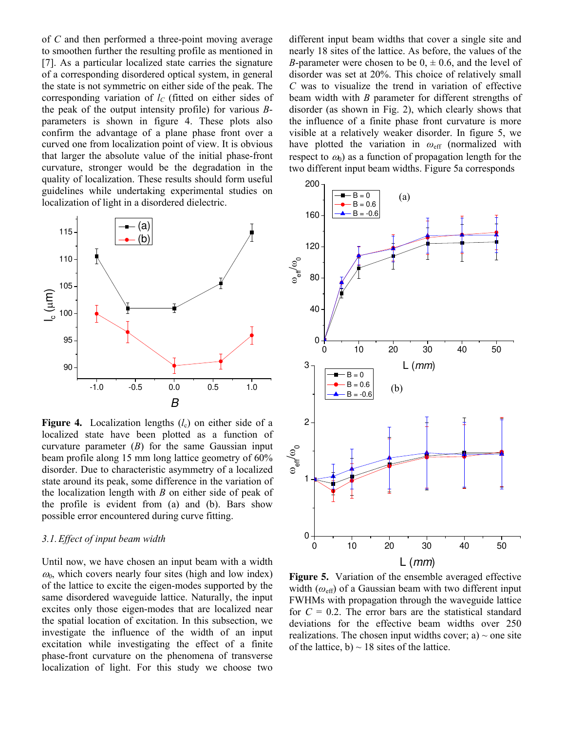of $C$ and then performed a three-point moving average to smoothen further the resulting profile as mentioned in [7]. As a particular localized state carries the signature of a corresponding disordered optical system, in general the state is not symmetric on either side of the peak. The corresponding variation of $l_C$ (fitted on either sides of the peak of the output intensity profile) for various $B$-parameters is shown in figure 4. These plots also confirm the advantage of a plane phase front over a curved one from localization point of view. It is obvious that larger the absolute value of the initial phase-front curvature, stronger would be the degradation in the quality of localization. These results should form useful guidelines while undertaking experimental studies on localization of light in a disordered dielectric.

(a)
(b)
115
110
105
100
95
90
$l_c$ (μm)
-1.0
-0.5
0.0
0.5
1.0
$B$

**Figure 4.** Localization lengths ($l_c$) on either side of a localized state have been plotted as a function of curvature parameter ($B$) for the same Gaussian input beam profile along 15 mm long lattice geometry of 60% disorder. Due to characteristic asymmetry of a localized state around its peak, some difference in the variation of the localization length with $B$ on either side of peak of the profile is evident from (a) and (b). Bars show possible error encountered during curve fitting.

*3.1. Effect of input beam width*

Until now, we have chosen an input beam with a width $\omega_0$, which covers nearly four sites (high and low index) of the lattice to excite the eigen-modes supported by the same disordered waveguide lattice. Naturally, the input excites only those eigen-modes that are localized near the spatial location of excitation. In this subsection, we investigate the influence of the width of an input excitation while investigating the effect of a finite phase-front curvature on the phenomena of transverse localization of light. For this study we choose two different input beam widths that cover a single site and nearly 18 sites of the lattice. As before, the values of the $B$-parameter were chosen to be 0, ± 0.6, and the level of disorder was set at 20%. This choice of relatively small $C$ was to visualize the trend in variation of effective beam width with $B$ parameter for different strengths of disorder (as shown in Fig. 2), which clearly shows that the influence of a finite phase front curvature is more visible at a relatively weaker disorder. In figure 5, we have plotted the variation in $\omega_{\text{eff}}$ (normalized with respect to $\omega_0$) as a function of propagation length for the two different input beam widths. Figure 5a corresponds

(a)
B = 0
B = 0.6
B = -0.6
200
160
120
80
40
0
$\omega_{\text{eff}}/\omega_0$
0
10
20
30
40
50
L (*mm*)

(b)
B = 0
B = 0.6
B = -0.6
3
2
1
0
$\omega_{\text{eff}}/\omega_0$
0
10
20
30
40
50
L (*mm*)

**Figure 5.** Variation of the ensemble averaged effective width ($\omega_{\text{eff}}$) of a Gaussian beam with two different input FWHMs with propagation through the waveguide lattice for $C$ = 0.2. The error bars are the statistical standard deviations for the effective beam widths over 250 realizations. The chosen input widths cover; a) ~ one site of the lattice, b) ~ 18 sites of the lattice.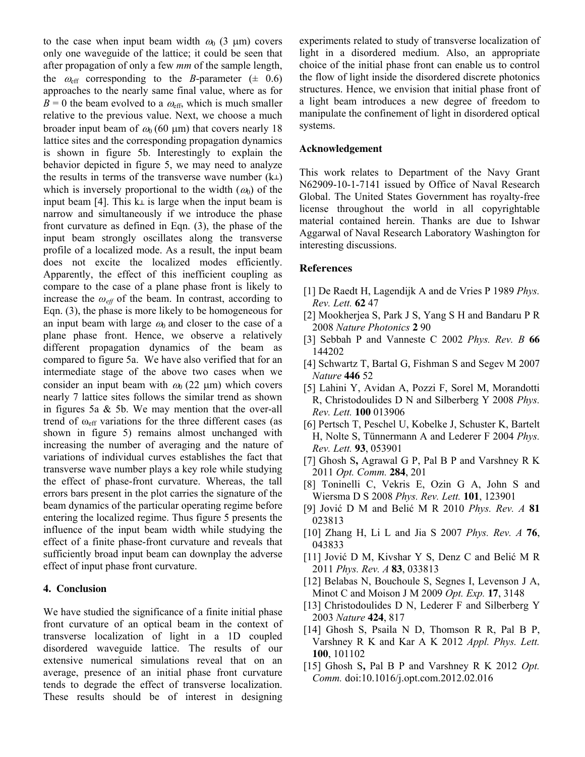to the case when input beam width $\omega_0$ (3 μm) covers only one waveguide of the lattice; it could be seen that after propagation of only a few *mm* of the sample length, the $\omega_{\text{eff}}$ corresponding to the *B*-parameter (± 0.6) approaches to the nearly same final value, where as for $B = 0$ the beam evolved to a $\omega_{\text{eff}}$, which is much smaller relative to the previous value. Next, we choose a much broader input beam of $\omega_0$ (60 μm) that covers nearly 18 lattice sites and the corresponding propagation dynamics is shown in figure 5b. Interestingly to explain the behavior depicted in figure 5, we may need to analyze the results in terms of the transverse wave number ($k_\perp$) which is inversely proportional to the width ($\omega_0$) of the input beam [4]. This $k_\perp$ is large when the input beam is narrow and simultaneously if we introduce the phase front curvature as defined in Eqn. (3), the phase of the input beam strongly oscillates along the transverse profile of a localized mode. As a result, the input beam does not excite the localized modes efficiently. Apparently, the effect of this inefficient coupling as compare to the case of a plane phase front is likely to increase the $\omega_{eff}$ of the beam. In contrast, according to Eqn. (3), the phase is more likely to be homogeneous for an input beam with large $\omega_0$ and closer to the case of a plane phase front. Hence, we observe a relatively different propagation dynamics of the beam as compared to figure 5a. We have also verified that for an intermediate stage of the above two cases when we consider an input beam with $\omega_0$ (22 μm) which covers nearly 7 lattice sites follows the similar trend as shown in figures 5a & 5b. We may mention that the over-all trend of $\omega_{\text{eff}}$ variations for the three different cases (as shown in figure 5) remains almost unchanged with increasing the number of averaging and the nature of variations of individual curves establishes the fact that transverse wave number plays a key role while studying the effect of phase-front curvature. Whereas, the tall errors bars present in the plot carries the signature of the beam dynamics of the particular operating regime before entering the localized regime. Thus figure 5 presents the influence of the input beam width while studying the effect of a finite phase-front curvature and reveals that sufficiently broad input beam can downplay the adverse effect of input phase front curvature.

## 4. Conclusion

We have studied the significance of a finite initial phase front curvature of an optical beam in the context of transverse localization of light in a 1D coupled disordered waveguide lattice. The results of our extensive numerical simulations reveal that on an average, presence of an initial phase front curvature tends to degrade the effect of transverse localization. These results should be of interest in designing experiments related to study of transverse localization of light in a disordered medium. Also, an appropriate choice of the initial phase front can enable us to control the flow of light inside the disordered discrete photonics structures. Hence, we envision that initial phase front of a light beam introduces a new degree of freedom to manipulate the confinement of light in disordered optical systems.

## Acknowledgement

This work relates to Department of the Navy Grant N62909-10-1-7141 issued by Office of Naval Research Global. The United States Government has royalty-free license throughout the world in all copyrightable material contained herein. Thanks are due to Ishwar Aggarwal of Naval Research Laboratory Washington for interesting discussions.

## References

[1] De Raedt H, Lagendijk A and de Vries P 1989 *Phys. Rev. Lett.* **62** 47

[2] Mookherjea S, Park J S, Yang S H and Bandaru P R 2008 *Nature Photonics* **2** 90

[3] Sebbah P and Vanneste C 2002 *Phys. Rev. B* **66** 144202

[4] Schwartz T, Bartal G, Fishman S and Segev M 2007 *Nature* **446** 52

[5] Lahini Y, Avidan A, Pozzi F, Sorel M, Morandotti R, Christodoulides D N and Silberberg Y 2008 *Phys. Rev. Lett.* **100** 013906

[6] Pertsch T, Peschel U, Kobelke J, Schuster K, Bartelt H, Nolte S, Tünnermann A and Lederer F 2004 *Phys. Rev. Lett.* **93**, 053901

[7] Ghosh S**,** Agrawal G P, Pal B P and Varshney R K 2011 *Opt. Comm.* **284**, 201

[8] Toninelli C, Vekris E, Ozin G A, John S and Wiersma D S 2008 *Phys. Rev. Lett.* **101**, 123901

[9] Jović D M and Belić M R 2010 *Phys. Rev. A* **81** 023813

[10] Zhang H, Li L and Jia S 2007 *Phys. Rev. A* **76**, 043833

[11] Jović D M, Kivshar Y S, Denz C and Belić M R 2011 *Phys. Rev. A* **83**, 033813

[12] Belabas N, Bouchoule S, Segnes I, Levenson J A, Minot C and Moison J M 2009 *Opt. Exp.* **17**, 3148

[13] Christodoulides D N, Lederer F and Silberberg Y 2003 *Nature* **424**, 817

[14] Ghosh S, Psaila N D, Thomson R R, Pal B P, Varshney R K and Kar A K 2012 *Appl. Phys. Lett.* **100**, 101102

[15] Ghosh S**,** Pal B P and Varshney R K 2012 *Opt. Comm.* doi:10.1016/j.opt.com.2012.02.016